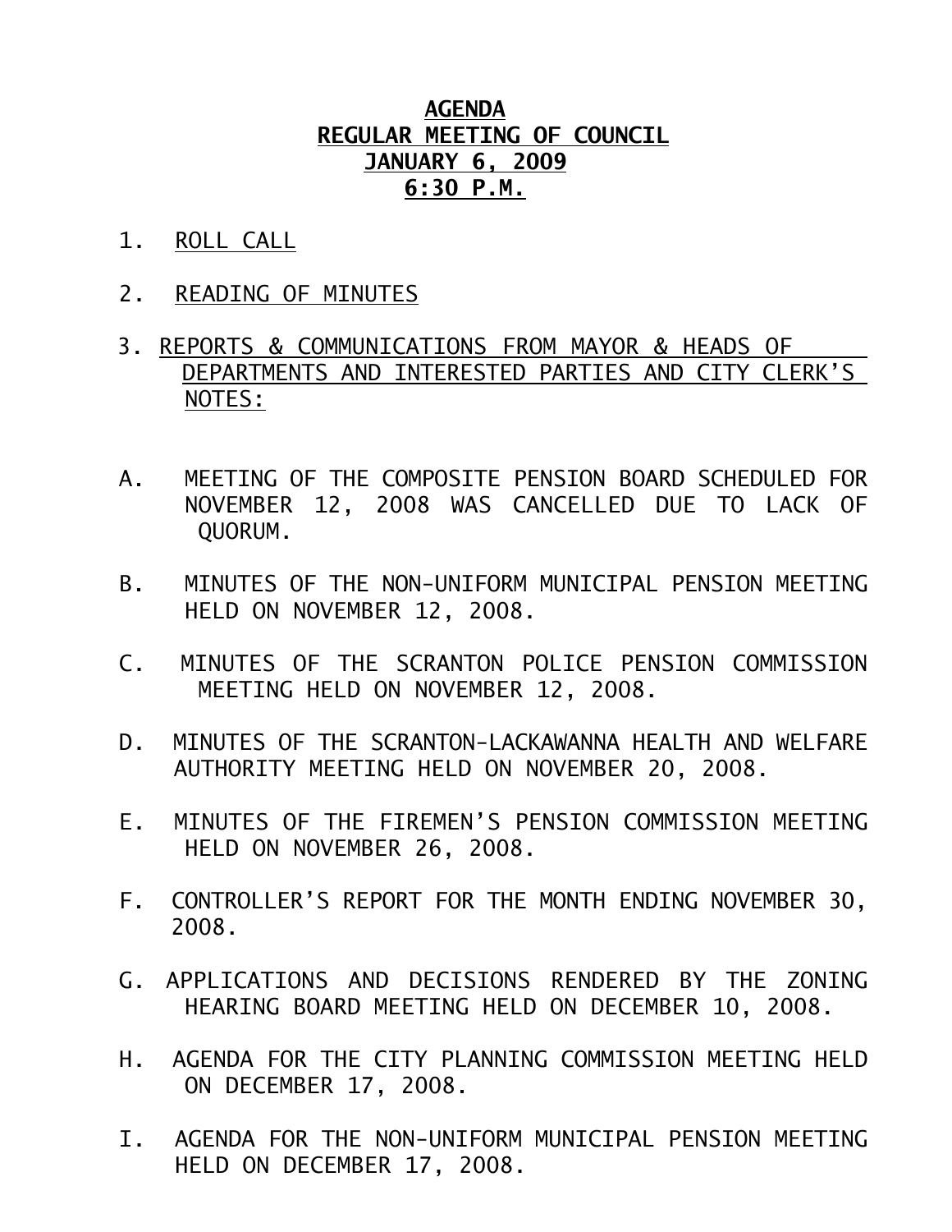# AGENDA
## REGULAR MEETING OF COUNCIL
## JANUARY 6, 2009
## 6:30 P.M.

1. ROLL CALL

2. READING OF MINUTES

3. REPORTS & COMMUNICATIONS FROM MAYOR & HEADS OF DEPARTMENTS AND INTERESTED PARTIES AND CITY CLERK'S NOTES:

A. MEETING OF THE COMPOSITE PENSION BOARD SCHEDULED FOR NOVEMBER 12, 2008 WAS CANCELLED DUE TO LACK OF QUORUM.

B. MINUTES OF THE NON-UNIFORM MUNICIPAL PENSION MEETING HELD ON NOVEMBER 12, 2008.

C. MINUTES OF THE SCRANTON POLICE PENSION COMMISSION MEETING HELD ON NOVEMBER 12, 2008.

D. MINUTES OF THE SCRANTON-LACKAWANNA HEALTH AND WELFARE AUTHORITY MEETING HELD ON NOVEMBER 20, 2008.

E. MINUTES OF THE FIREMEN'S PENSION COMMISSION MEETING HELD ON NOVEMBER 26, 2008.

F. CONTROLLER'S REPORT FOR THE MONTH ENDING NOVEMBER 30, 2008.

G. APPLICATIONS AND DECISIONS RENDERED BY THE ZONING HEARING BOARD MEETING HELD ON DECEMBER 10, 2008.

H. AGENDA FOR THE CITY PLANNING COMMISSION MEETING HELD ON DECEMBER 17, 2008.

I. AGENDA FOR THE NON-UNIFORM MUNICIPAL PENSION MEETING HELD ON DECEMBER 17, 2008.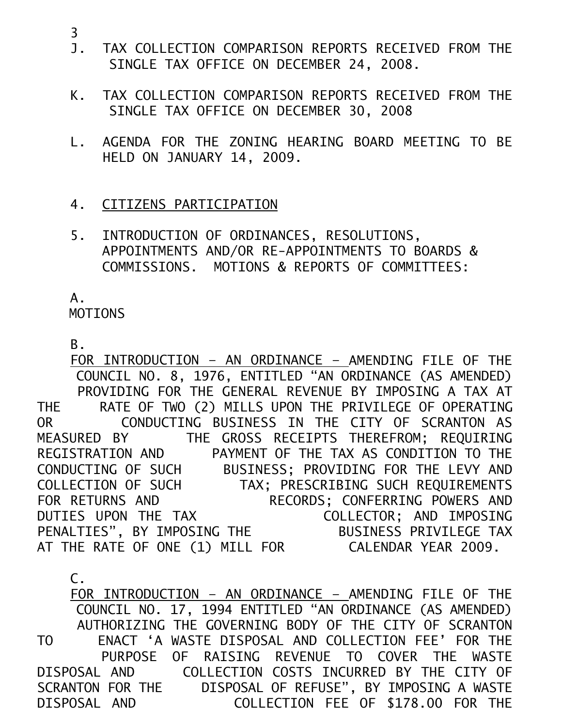3

J. TAX COLLECTION COMPARISON REPORTS RECEIVED FROM THE SINGLE TAX OFFICE ON DECEMBER 24, 2008.

K. TAX COLLECTION COMPARISON REPORTS RECEIVED FROM THE SINGLE TAX OFFICE ON DECEMBER 30, 2008

L. AGENDA FOR THE ZONING HEARING BOARD MEETING TO BE HELD ON JANUARY 14, 2009.

4. <u>CITIZENS PARTICIPATION</u>

5. INTRODUCTION OF ORDINANCES, RESOLUTIONS, APPOINTMENTS AND/OR RE-APPOINTMENTS TO BOARDS & COMMISSIONS. MOTIONS & REPORTS OF COMMITTEES:

A. MOTIONS

B. <u>FOR INTRODUCTION – AN ORDINANCE –</u> AMENDING FILE OF THE COUNCIL NO. 8, 1976, ENTITLED "AN ORDINANCE (AS AMENDED) PROVIDING FOR THE GENERAL REVENUE BY IMPOSING A TAX AT THE RATE OF TWO (2) MILLS UPON THE PRIVILEGE OF OPERATING OR CONDUCTING BUSINESS IN THE CITY OF SCRANTON AS MEASURED BY THE GROSS RECEIPTS THEREFROM; REQUIRING REGISTRATION AND PAYMENT OF THE TAX AS CONDITION TO THE CONDUCTING OF SUCH BUSINESS; PROVIDING FOR THE LEVY AND COLLECTION OF SUCH TAX; PRESCRIBING SUCH REQUIREMENTS FOR RETURNS AND RECORDS; CONFERRING POWERS AND DUTIES UPON THE TAX COLLECTOR; AND IMPOSING PENALTIES", BY IMPOSING THE BUSINESS PRIVILEGE TAX AT THE RATE OF ONE (1) MILL FOR CALENDAR YEAR 2009.

C. <u>FOR INTRODUCTION – AN ORDINANCE –</u> AMENDING FILE OF THE COUNCIL NO. 17, 1994 ENTITLED "AN ORDINANCE (AS AMENDED) AUTHORIZING THE GOVERNING BODY OF THE CITY OF SCRANTON TO ENACT 'A WASTE DISPOSAL AND COLLECTION FEE' FOR THE PURPOSE OF RAISING REVENUE TO COVER THE WASTE DISPOSAL AND COLLECTION COSTS INCURRED BY THE CITY OF SCRANTON FOR THE DISPOSAL OF REFUSE", BY IMPOSING A WASTE DISPOSAL AND COLLECTION FEE OF $178.00 FOR THE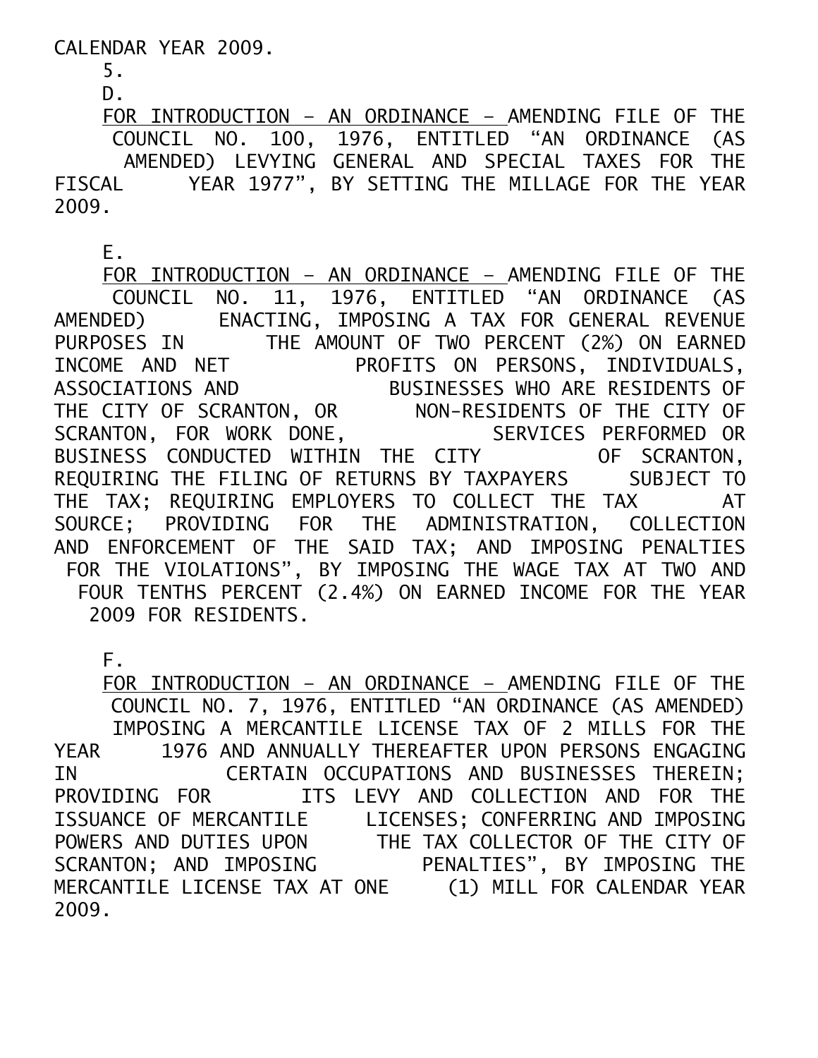CALENDAR YEAR 2009.

5.

D.

FOR INTRODUCTION – AN ORDINANCE – AMENDING FILE OF THE COUNCIL NO. 100, 1976, ENTITLED "AN ORDINANCE (AS AMENDED) LEVYING GENERAL AND SPECIAL TAXES FOR THE FISCAL YEAR 1977", BY SETTING THE MILLAGE FOR THE YEAR 2009.

E.

FOR INTRODUCTION – AN ORDINANCE – AMENDING FILE OF THE COUNCIL NO. 11, 1976, ENTITLED "AN ORDINANCE (AS AMENDED) ENACTING, IMPOSING A TAX FOR GENERAL REVENUE PURPOSES IN THE AMOUNT OF TWO PERCENT (2%) ON EARNED INCOME AND NET PROFITS ON PERSONS, INDIVIDUALS, ASSOCIATIONS AND BUSINESSES WHO ARE RESIDENTS OF THE CITY OF SCRANTON, OR NON-RESIDENTS OF THE CITY OF SCRANTON, FOR WORK DONE, SERVICES PERFORMED OR BUSINESS CONDUCTED WITHIN THE CITY OF SCRANTON, REQUIRING THE FILING OF RETURNS BY TAXPAYERS SUBJECT TO THE TAX; REQUIRING EMPLOYERS TO COLLECT THE TAX AT SOURCE; PROVIDING FOR THE ADMINISTRATION, COLLECTION AND ENFORCEMENT OF THE SAID TAX; AND IMPOSING PENALTIES FOR THE VIOLATIONS", BY IMPOSING THE WAGE TAX AT TWO AND FOUR TENTHS PERCENT (2.4%) ON EARNED INCOME FOR THE YEAR 2009 FOR RESIDENTS.

F.

FOR INTRODUCTION – AN ORDINANCE – AMENDING FILE OF THE COUNCIL NO. 7, 1976, ENTITLED "AN ORDINANCE (AS AMENDED) IMPOSING A MERCANTILE LICENSE TAX OF 2 MILLS FOR THE YEAR 1976 AND ANNUALLY THEREAFTER UPON PERSONS ENGAGING IN CERTAIN OCCUPATIONS AND BUSINESSES THEREIN; PROVIDING FOR ITS LEVY AND COLLECTION AND FOR THE ISSUANCE OF MERCANTILE LICENSES; CONFERRING AND IMPOSING POWERS AND DUTIES UPON THE TAX COLLECTOR OF THE CITY OF SCRANTON; AND IMPOSING PENALTIES", BY IMPOSING THE MERCANTILE LICENSE TAX AT ONE (1) MILL FOR CALENDAR YEAR 2009.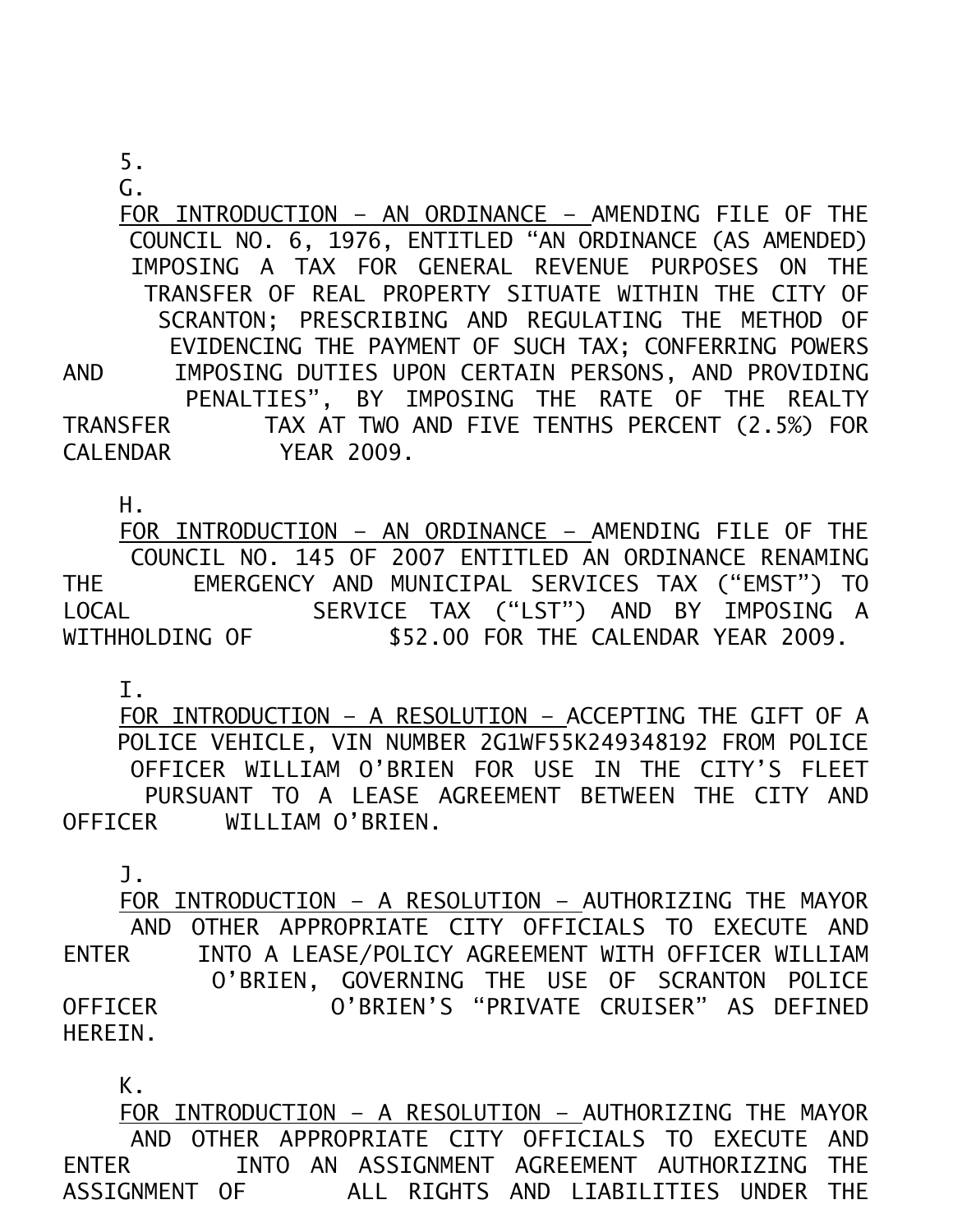5.

G.

FOR INTRODUCTION – AN ORDINANCE – AMENDING FILE OF THE COUNCIL NO. 6, 1976, ENTITLED "AN ORDINANCE (AS AMENDED) IMPOSING A TAX FOR GENERAL REVENUE PURPOSES ON THE TRANSFER OF REAL PROPERTY SITUATE WITHIN THE CITY OF SCRANTON; PRESCRIBING AND REGULATING THE METHOD OF EVIDENCING THE PAYMENT OF SUCH TAX; CONFERRING POWERS AND IMPOSING DUTIES UPON CERTAIN PERSONS, AND PROVIDING PENALTIES", BY IMPOSING THE RATE OF THE REALTY TRANSFER TAX AT TWO AND FIVE TENTHS PERCENT (2.5%) FOR CALENDAR YEAR 2009.

H.

FOR INTRODUCTION – AN ORDINANCE – AMENDING FILE OF THE COUNCIL NO. 145 OF 2007 ENTITLED AN ORDINANCE RENAMING THE EMERGENCY AND MUNICIPAL SERVICES TAX ("EMST") TO LOCAL SERVICE TAX ("LST") AND BY IMPOSING A WITHHOLDING OF $52.00 FOR THE CALENDAR YEAR 2009.

I.

FOR INTRODUCTION – A RESOLUTION – ACCEPTING THE GIFT OF A POLICE VEHICLE, VIN NUMBER 2G1WF55K249348192 FROM POLICE OFFICER WILLIAM O'BRIEN FOR USE IN THE CITY'S FLEET PURSUANT TO A LEASE AGREEMENT BETWEEN THE CITY AND OFFICER WILLIAM O'BRIEN.

J.

FOR INTRODUCTION – A RESOLUTION – AUTHORIZING THE MAYOR AND OTHER APPROPRIATE CITY OFFICIALS TO EXECUTE AND ENTER INTO A LEASE/POLICY AGREEMENT WITH OFFICER WILLIAM O'BRIEN, GOVERNING THE USE OF SCRANTON POLICE OFFICER O'BRIEN'S "PRIVATE CRUISER" AS DEFINED HEREIN.

K.

FOR INTRODUCTION – A RESOLUTION – AUTHORIZING THE MAYOR AND OTHER APPROPRIATE CITY OFFICIALS TO EXECUTE AND ENTER INTO AN ASSIGNMENT AGREEMENT AUTHORIZING THE ASSIGNMENT OF ALL RIGHTS AND LIABILITIES UNDER THE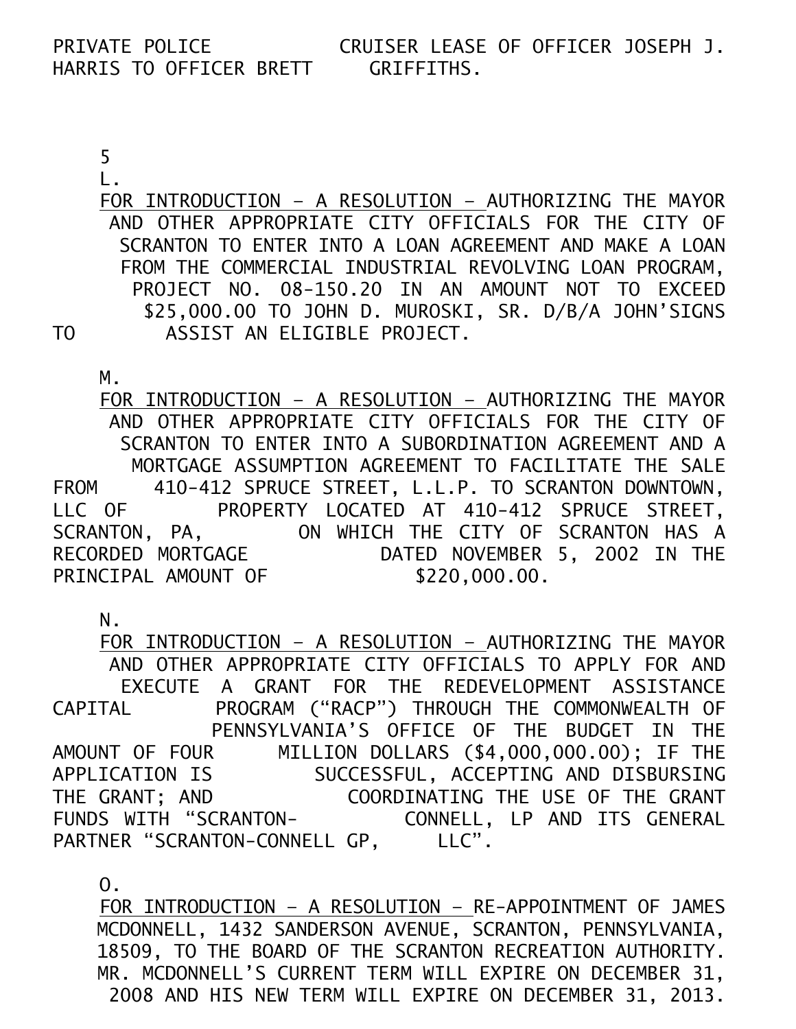PRIVATE POLICE CRUISER LEASE OF OFFICER JOSEPH J. HARRIS TO OFFICER BRETT GRIFFITHS.

L.

FOR INTRODUCTION – A RESOLUTION – AUTHORIZING THE MAYOR AND OTHER APPROPRIATE CITY OFFICIALS FOR THE CITY OF SCRANTON TO ENTER INTO A LOAN AGREEMENT AND MAKE A LOAN FROM THE COMMERCIAL INDUSTRIAL REVOLVING LOAN PROGRAM, PROJECT NO. 08-150.20 IN AN AMOUNT NOT TO EXCEED $25,000.00 TO JOHN D. MUROSKI, SR. D/B/A JOHN'SIGNS TO ASSIST AN ELIGIBLE PROJECT.

M.

FOR INTRODUCTION – A RESOLUTION – AUTHORIZING THE MAYOR AND OTHER APPROPRIATE CITY OFFICIALS FOR THE CITY OF SCRANTON TO ENTER INTO A SUBORDINATION AGREEMENT AND A MORTGAGE ASSUMPTION AGREEMENT TO FACILITATE THE SALE FROM 410-412 SPRUCE STREET, L.L.P. TO SCRANTON DOWNTOWN, LLC OF PROPERTY LOCATED AT 410-412 SPRUCE STREET, SCRANTON, PA, ON WHICH THE CITY OF SCRANTON HAS A RECORDED MORTGAGE DATED NOVEMBER 5, 2002 IN THE PRINCIPAL AMOUNT OF $220,000.00.

N.

FOR INTRODUCTION – A RESOLUTION – AUTHORIZING THE MAYOR AND OTHER APPROPRIATE CITY OFFICIALS TO APPLY FOR AND EXECUTE A GRANT FOR THE REDEVELOPMENT ASSISTANCE CAPITAL PROGRAM ("RACP") THROUGH THE COMMONWEALTH OF PENNSYLVANIA'S OFFICE OF THE BUDGET IN THE AMOUNT OF FOUR MILLION DOLLARS ($4,000,000.00); IF THE APPLICATION IS SUCCESSFUL, ACCEPTING AND DISBURSING THE GRANT; AND COORDINATING THE USE OF THE GRANT FUNDS WITH "SCRANTON-CONNELL, LP AND ITS GENERAL PARTNER "SCRANTON-CONNELL GP, LLC".

O.

FOR INTRODUCTION – A RESOLUTION – RE-APPOINTMENT OF JAMES MCDONNELL, 1432 SANDERSON AVENUE, SCRANTON, PENNSYLVANIA, 18509, TO THE BOARD OF THE SCRANTON RECREATION AUTHORITY. MR. MCDONNELL'S CURRENT TERM WILL EXPIRE ON DECEMBER 31, 2008 AND HIS NEW TERM WILL EXPIRE ON DECEMBER 31, 2013.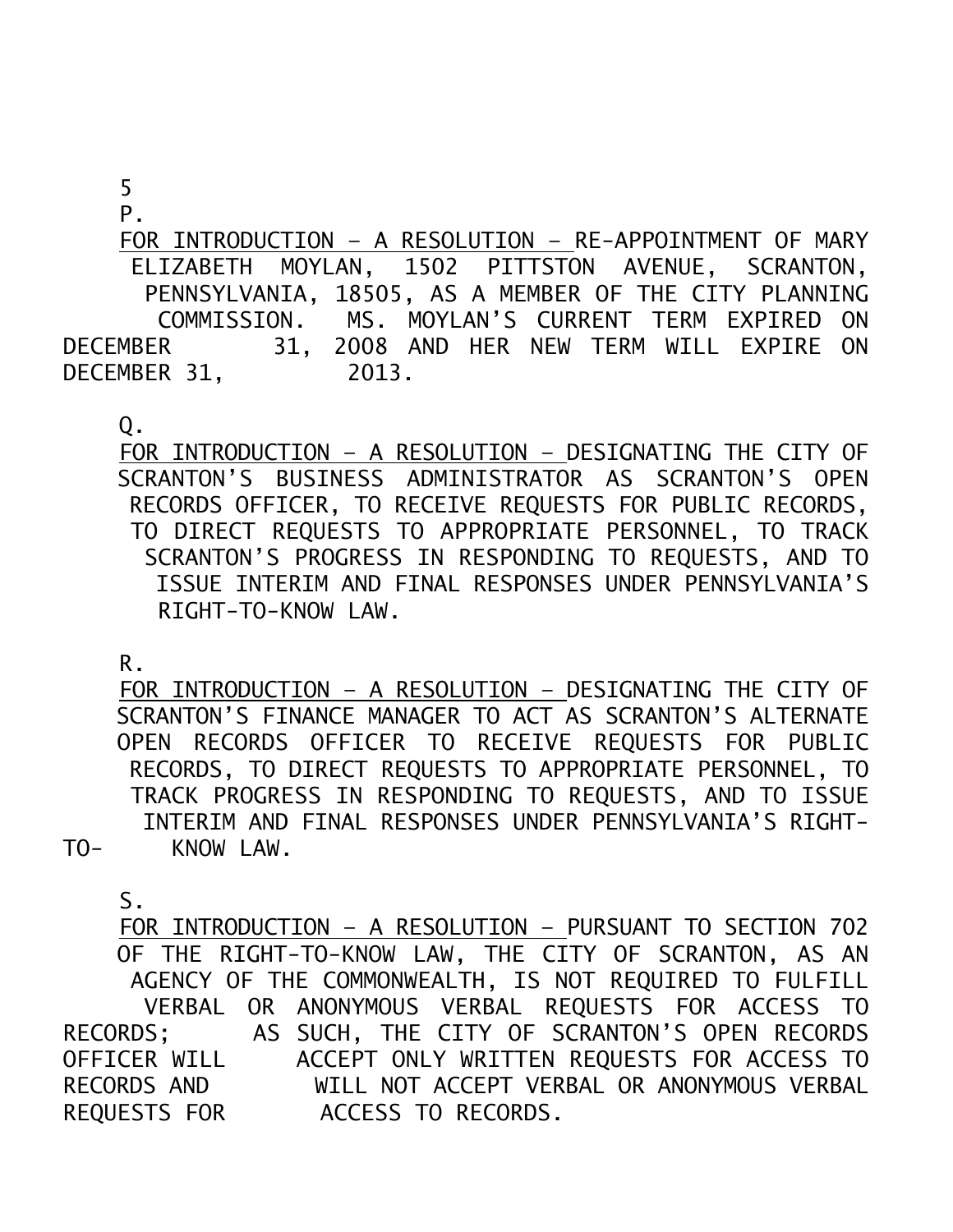5
P.

FOR INTRODUCTION – A RESOLUTION – RE-APPOINTMENT OF MARY ELIZABETH MOYLAN, 1502 PITTSTON AVENUE, SCRANTON, PENNSYLVANIA, 18505, AS A MEMBER OF THE CITY PLANNING COMMISSION. MS. MOYLAN'S CURRENT TERM EXPIRED ON DECEMBER 31, 2008 AND HER NEW TERM WILL EXPIRE ON DECEMBER 31, 2013.

Q.

FOR INTRODUCTION – A RESOLUTION – DESIGNATING THE CITY OF SCRANTON'S BUSINESS ADMINISTRATOR AS SCRANTON'S OPEN RECORDS OFFICER, TO RECEIVE REQUESTS FOR PUBLIC RECORDS, TO DIRECT REQUESTS TO APPROPRIATE PERSONNEL, TO TRACK SCRANTON'S PROGRESS IN RESPONDING TO REQUESTS, AND TO ISSUE INTERIM AND FINAL RESPONSES UNDER PENNSYLVANIA'S RIGHT-TO-KNOW LAW.

R.

FOR INTRODUCTION – A RESOLUTION – DESIGNATING THE CITY OF SCRANTON'S FINANCE MANAGER TO ACT AS SCRANTON'S ALTERNATE OPEN RECORDS OFFICER TO RECEIVE REQUESTS FOR PUBLIC RECORDS, TO DIRECT REQUESTS TO APPROPRIATE PERSONNEL, TO TRACK PROGRESS IN RESPONDING TO REQUESTS, AND TO ISSUE INTERIM AND FINAL RESPONSES UNDER PENNSYLVANIA'S RIGHT-TO-KNOW LAW.

S.

FOR INTRODUCTION – A RESOLUTION – PURSUANT TO SECTION 702 OF THE RIGHT-TO-KNOW LAW, THE CITY OF SCRANTON, AS AN AGENCY OF THE COMMONWEALTH, IS NOT REQUIRED TO FULFILL VERBAL OR ANONYMOUS VERBAL REQUESTS FOR ACCESS TO RECORDS; AS SUCH, THE CITY OF SCRANTON'S OPEN RECORDS OFFICER WILL ACCEPT ONLY WRITTEN REQUESTS FOR ACCESS TO RECORDS AND WILL NOT ACCEPT VERBAL OR ANONYMOUS VERBAL REQUESTS FOR ACCESS TO RECORDS.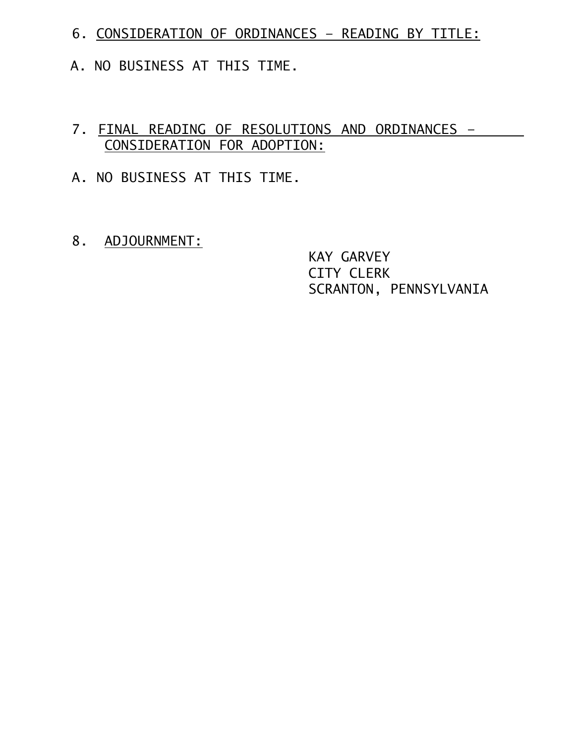6. CONSIDERATION OF ORDINANCES – READING BY TITLE:

A. NO BUSINESS AT THIS TIME.

7. FINAL READING OF RESOLUTIONS AND ORDINANCES – CONSIDERATION FOR ADOPTION:

A. NO BUSINESS AT THIS TIME.

8. ADJOURNMENT:

KAY GARVEY
CITY CLERK
SCRANTON, PENNSYLVANIA